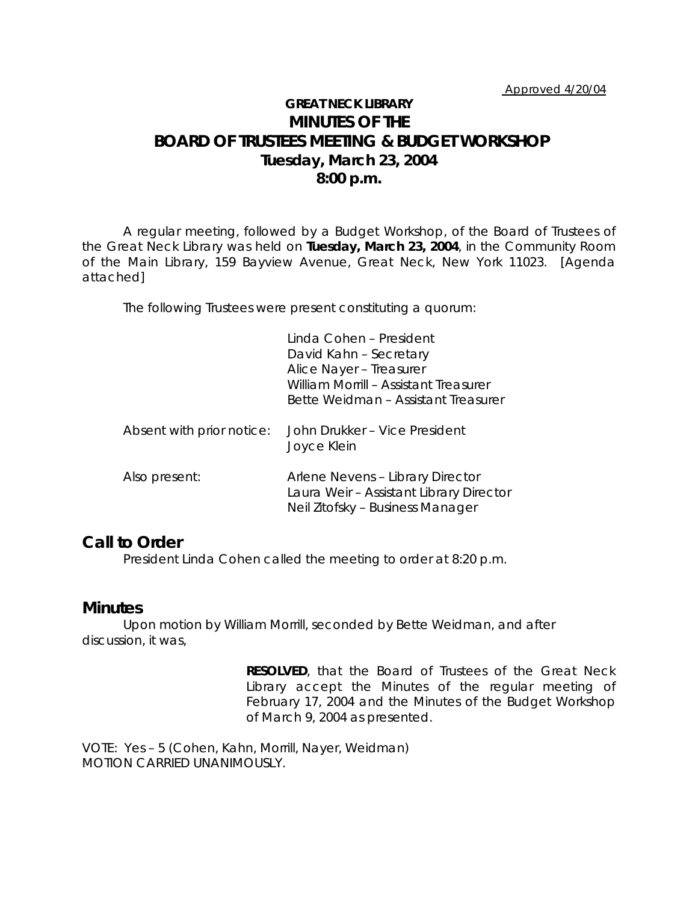Approved 4/20/04

# GREAT NECK LIBRARY
# MINUTES OF THE
# BOARD OF TRUSTEES MEETING & BUDGET WORKSHOP
## Tuesday, March 23, 2004
## 8:00 p.m.

A regular meeting, followed by a Budget Workshop, of the Board of Trustees of the Great Neck Library was held on **Tuesday, March 23, 2004**, in the Community Room of the Main Library, 159 Bayview Avenue, Great Neck, New York 11023. [Agenda attached]

The following Trustees were present constituting a quorum:

Linda Cohen – President
David Kahn – Secretary
Alice Nayer – Treasurer
William Morrill – Assistant Treasurer
Bette Weidman – Assistant Treasurer

Absent with prior notice: John Drukker – Vice President
Joyce Klein

Also present: Arlene Nevens – Library Director
Laura Weir – Assistant Library Director
Neil Zitofsky – Business Manager

## Call to Order

President Linda Cohen called the meeting to order at 8:20 p.m.

## Minutes

Upon motion by William Morrill, seconded by Bette Weidman, and after discussion, it was,

> **RESOLVED**, that the Board of Trustees of the Great Neck Library accept the Minutes of the regular meeting of February 17, 2004 and the Minutes of the Budget Workshop of March 9, 2004 as presented.

VOTE: Yes – 5 (Cohen, Kahn, Morrill, Nayer, Weidman)
MOTION CARRIED UNANIMOUSLY.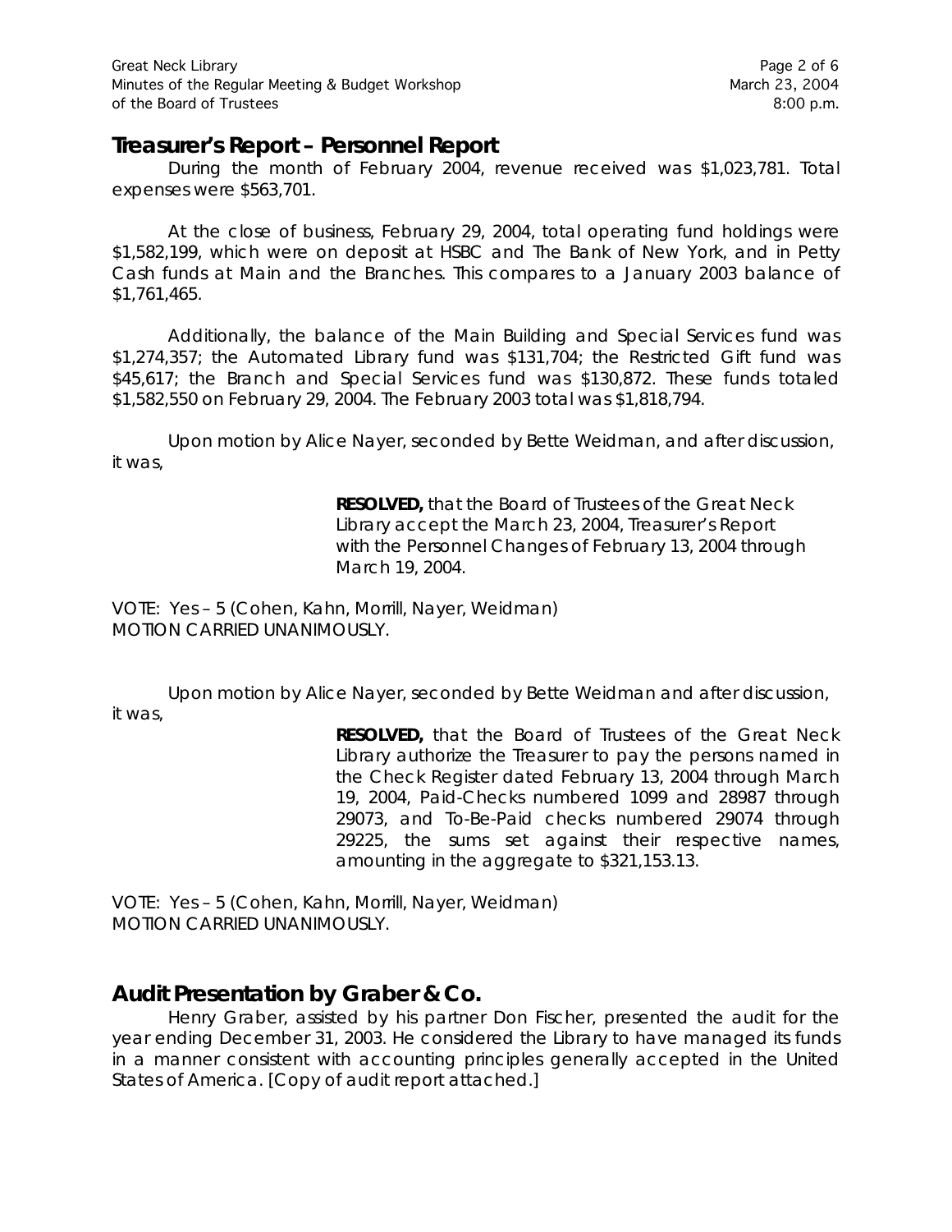## Treasurer's Report – Personnel Report

During the month of February 2004, revenue received was $1,023,781. Total expenses were $563,701.

At the close of business, February 29, 2004, total operating fund holdings were $1,582,199, which were on deposit at HSBC and The Bank of New York, and in Petty Cash funds at Main and the Branches. This compares to a January 2003 balance of $1,761,465.

Additionally, the balance of the Main Building and Special Services fund was $1,274,357; the Automated Library fund was $131,704; the Restricted Gift fund was $45,617; the Branch and Special Services fund was $130,872. These funds totaled $1,582,550 on February 29, 2004. The February 2003 total was $1,818,794.

Upon motion by Alice Nayer, seconded by Bette Weidman, and after discussion, it was,

> **RESOLVED,** that the Board of Trustees of the Great Neck Library accept the March 23, 2004, Treasurer's Report with the Personnel Changes of February 13, 2004 through March 19, 2004.

VOTE: Yes – 5 (Cohen, Kahn, Morrill, Nayer, Weidman)
MOTION CARRIED UNANIMOUSLY.

Upon motion by Alice Nayer, seconded by Bette Weidman and after discussion, it was,

> **RESOLVED,** that the Board of Trustees of the Great Neck Library authorize the Treasurer to pay the persons named in the Check Register dated February 13, 2004 through March 19, 2004, Paid-Checks numbered 1099 and 28987 through 29073, and To-Be-Paid checks numbered 29074 through 29225, the sums set against their respective names, amounting in the aggregate to $321,153.13.

VOTE: Yes – 5 (Cohen, Kahn, Morrill, Nayer, Weidman)
MOTION CARRIED UNANIMOUSLY.

## Audit Presentation by Graber & Co.

Henry Graber, assisted by his partner Don Fischer, presented the audit for the year ending December 31, 2003. He considered the Library to have managed its funds in a manner consistent with accounting principles generally accepted in the United States of America. [Copy of audit report attached.]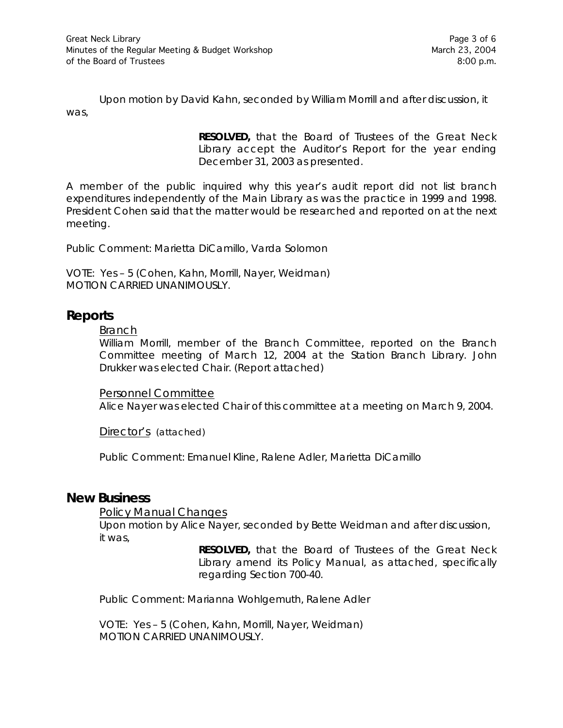Upon motion by David Kahn, seconded by William Morrill and after discussion, it was,

> **RESOLVED,** that the Board of Trustees of the Great Neck Library accept the Auditor's Report for the year ending December 31, 2003 as presented.

A member of the public inquired why this year's audit report did not list branch expenditures independently of the Main Library as was the practice in 1999 and 1998. President Cohen said that the matter would be researched and reported on at the next meeting.

Public Comment: Marietta DiCamillo, Varda Solomon

VOTE: Yes – 5 (Cohen, Kahn, Morrill, Nayer, Weidman)
MOTION CARRIED UNANIMOUSLY.

## Reports

Branch

William Morrill, member of the Branch Committee, reported on the Branch Committee meeting of March 12, 2004 at the Station Branch Library. John Drukker was elected Chair. (Report attached)

Personnel Committee

Alice Nayer was elected Chair of this committee at a meeting on March 9, 2004.

Director's (attached)

Public Comment: Emanuel Kline, Ralene Adler, Marietta DiCamillo

## New Business

Policy Manual Changes

Upon motion by Alice Nayer, seconded by Bette Weidman and after discussion, it was,

> **RESOLVED,** that the Board of Trustees of the Great Neck Library amend its Policy Manual, as attached, specifically regarding Section 700-40.

Public Comment: Marianna Wohlgemuth, Ralene Adler

VOTE: Yes – 5 (Cohen, Kahn, Morrill, Nayer, Weidman)
MOTION CARRIED UNANIMOUSLY.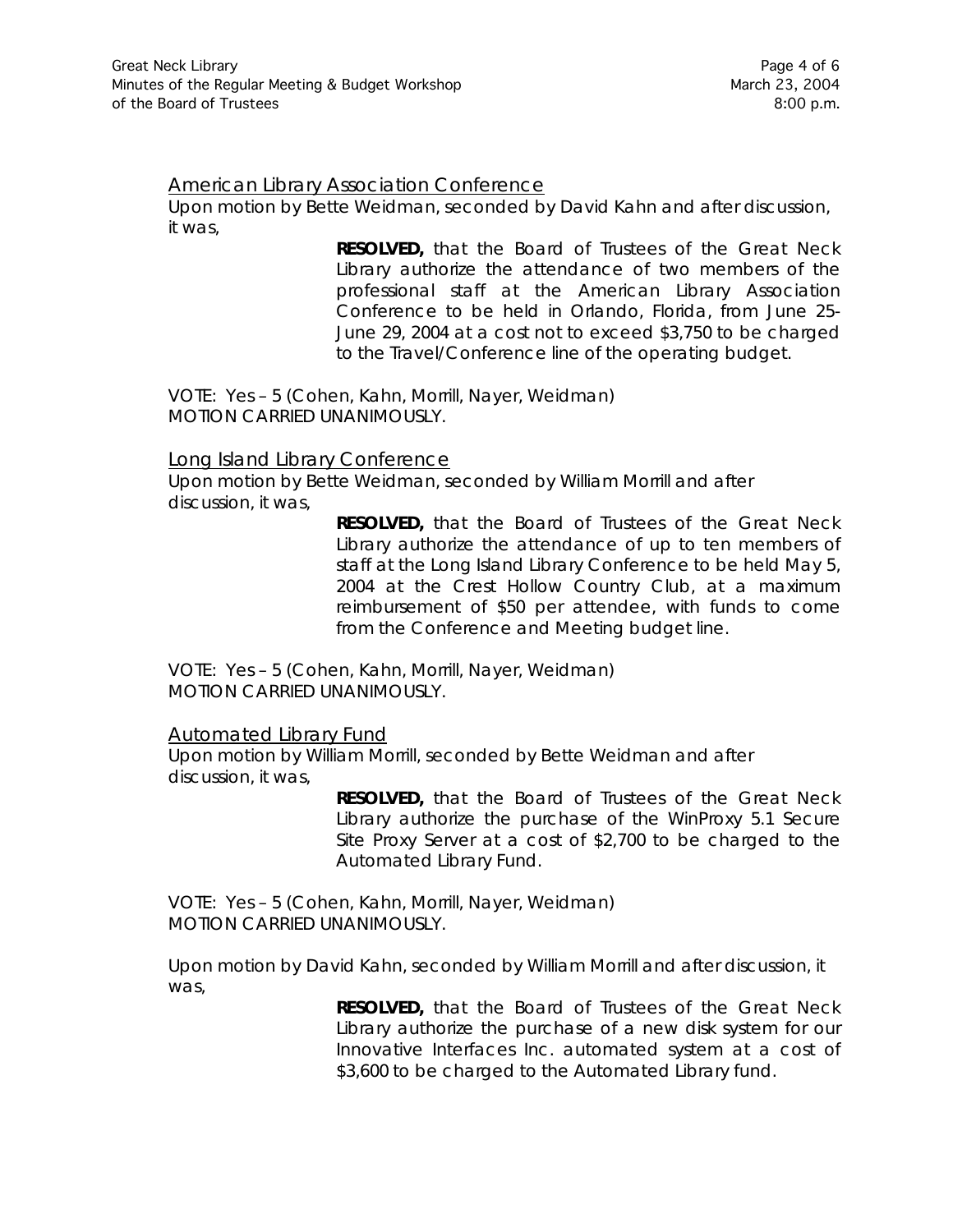### American Library Association Conference

Upon motion by Bette Weidman, seconded by David Kahn and after discussion, it was,

> **RESOLVED,** that the Board of Trustees of the Great Neck Library authorize the attendance of two members of the professional staff at the American Library Association Conference to be held in Orlando, Florida, from June 25-June 29, 2004 at a cost not to exceed $3,750 to be charged to the Travel/Conference line of the operating budget.

VOTE: Yes – 5 (Cohen, Kahn, Morrill, Nayer, Weidman)
MOTION CARRIED UNANIMOUSLY.

### Long Island Library Conference

Upon motion by Bette Weidman, seconded by William Morrill and after discussion, it was,

> **RESOLVED,** that the Board of Trustees of the Great Neck Library authorize the attendance of up to ten members of staff at the Long Island Library Conference to be held May 5, 2004 at the Crest Hollow Country Club, at a maximum reimbursement of $50 per attendee, with funds to come from the Conference and Meeting budget line.

VOTE: Yes – 5 (Cohen, Kahn, Morrill, Nayer, Weidman)
MOTION CARRIED UNANIMOUSLY.

### Automated Library Fund

Upon motion by William Morrill, seconded by Bette Weidman and after discussion, it was,

> **RESOLVED,** that the Board of Trustees of the Great Neck Library authorize the purchase of the WinProxy 5.1 Secure Site Proxy Server at a cost of $2,700 to be charged to the Automated Library Fund.

VOTE: Yes – 5 (Cohen, Kahn, Morrill, Nayer, Weidman)
MOTION CARRIED UNANIMOUSLY.

Upon motion by David Kahn, seconded by William Morrill and after discussion, it was,

> **RESOLVED,** that the Board of Trustees of the Great Neck Library authorize the purchase of a new disk system for our Innovative Interfaces Inc. automated system at a cost of $3,600 to be charged to the Automated Library fund.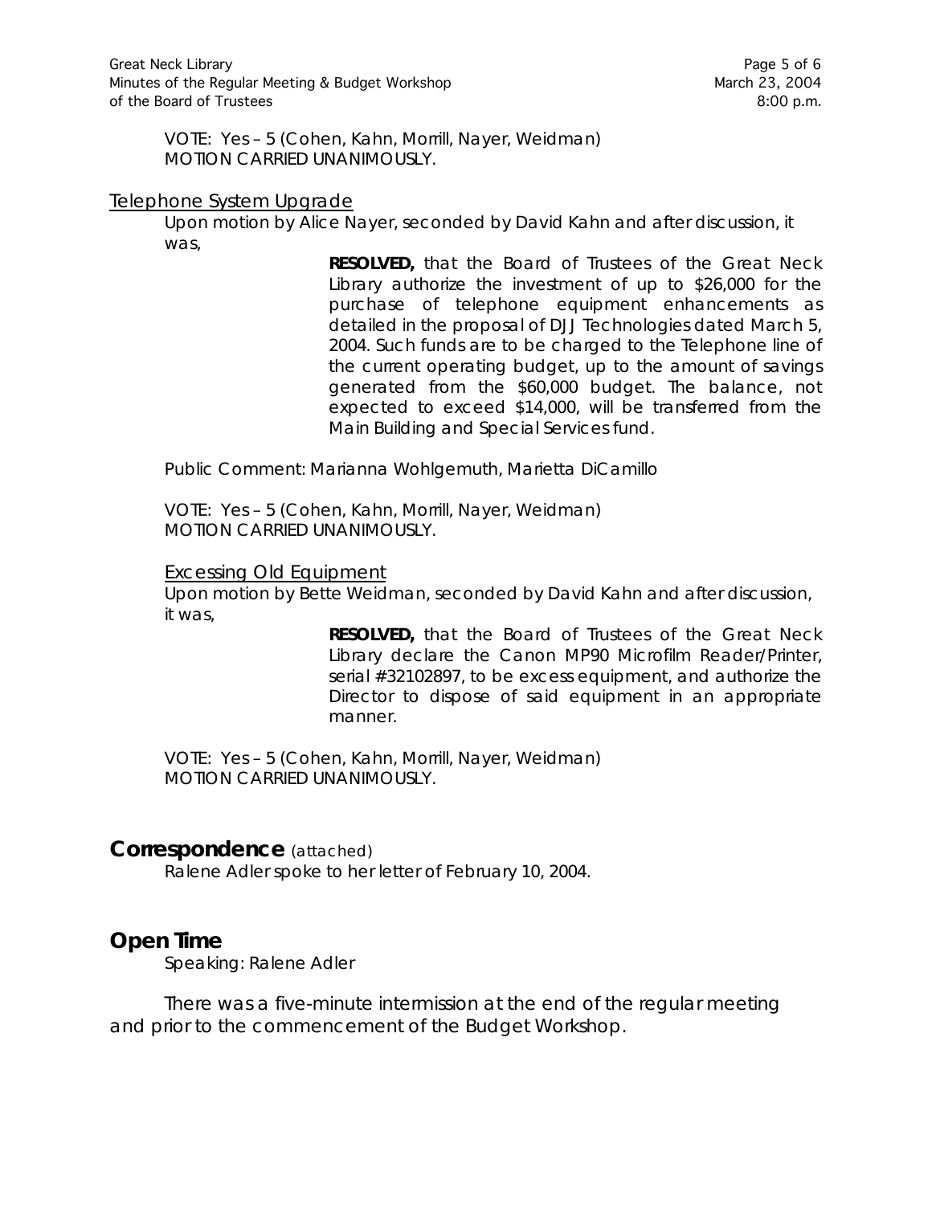VOTE: Yes – 5 (Cohen, Kahn, Morrill, Nayer, Weidman)
MOTION CARRIED UNANIMOUSLY.

### Telephone System Upgrade

Upon motion by Alice Nayer, seconded by David Kahn and after discussion, it was,

> **RESOLVED,** that the Board of Trustees of the Great Neck Library authorize the investment of up to $26,000 for the purchase of telephone equipment enhancements as detailed in the proposal of DJJ Technologies dated March 5, 2004. Such funds are to be charged to the Telephone line of the current operating budget, up to the amount of savings generated from the $60,000 budget. The balance, not expected to exceed $14,000, will be transferred from the Main Building and Special Services fund.

Public Comment: Marianna Wohlgemuth, Marietta DiCamillo

VOTE: Yes – 5 (Cohen, Kahn, Morrill, Nayer, Weidman)
MOTION CARRIED UNANIMOUSLY.

### Excessing Old Equipment

Upon motion by Bette Weidman, seconded by David Kahn and after discussion, it was,

> **RESOLVED,** that the Board of Trustees of the Great Neck Library declare the Canon MP90 Microfilm Reader/Printer, serial #32102897, to be excess equipment, and authorize the Director to dispose of said equipment in an appropriate manner.

VOTE: Yes – 5 (Cohen, Kahn, Morrill, Nayer, Weidman)
MOTION CARRIED UNANIMOUSLY.

## Correspondence (attached)

Ralene Adler spoke to her letter of February 10, 2004.

## Open Time

Speaking: Ralene Adler

There was a five-minute intermission at the end of the regular meeting and prior to the commencement of the Budget Workshop.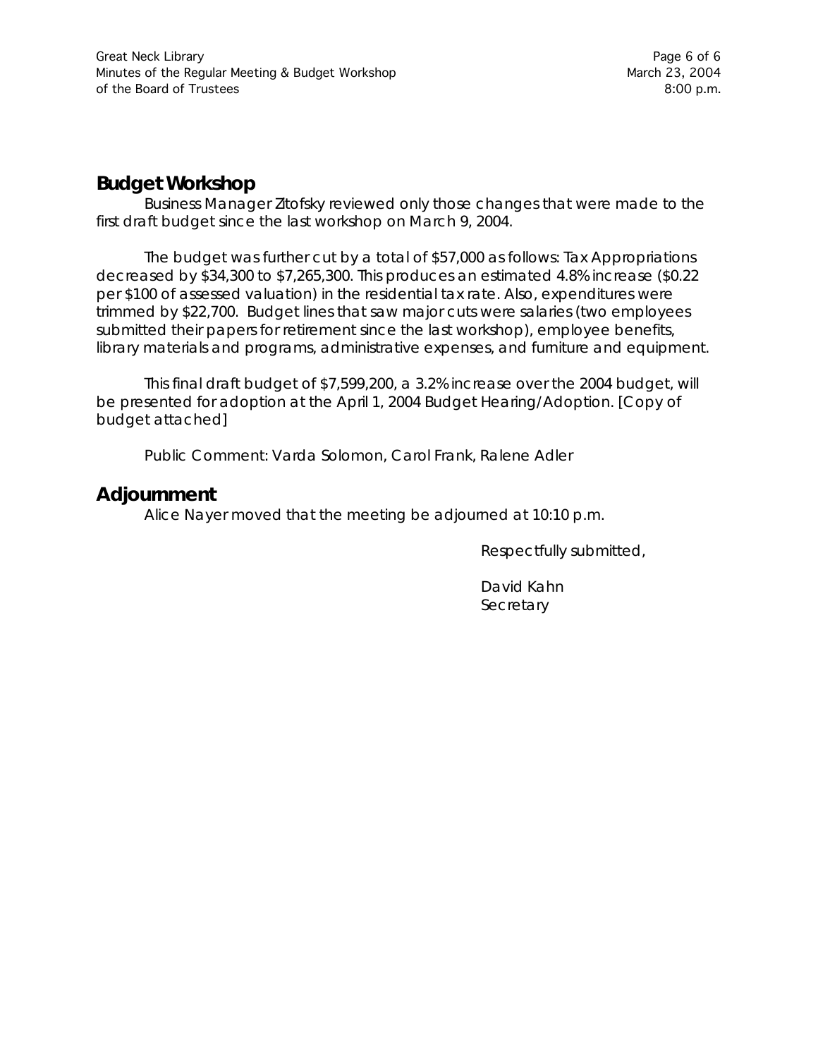## Budget Workshop

Business Manager Zitofsky reviewed only those changes that were made to the first draft budget since the last workshop on March 9, 2004.

The budget was further cut by a total of $57,000 as follows: Tax Appropriations decreased by $34,300 to $7,265,300. This produces an estimated 4.8% increase ($0.22 per $100 of assessed valuation) in the residential tax rate. Also, expenditures were trimmed by $22,700. Budget lines that saw major cuts were salaries (two employees submitted their papers for retirement since the last workshop), employee benefits, library materials and programs, administrative expenses, and furniture and equipment.

This final draft budget of $7,599,200, a 3.2% increase over the 2004 budget, will be presented for adoption at the April 1, 2004 Budget Hearing/Adoption. [Copy of budget attached]

Public Comment: Varda Solomon, Carol Frank, Ralene Adler

## Adjournment

Alice Nayer moved that the meeting be adjourned at 10:10 p.m.

Respectfully submitted,

David Kahn
Secretary